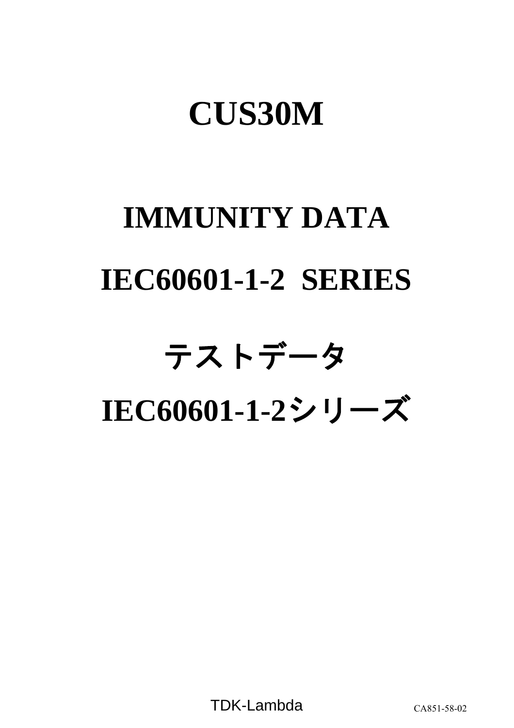# CUS30M

# IMMUNITY DATA

# IEC60601-1-2 SERIES

# テストデータ

# IEC60601-1-2シリーズ

TDK-Lambda

CA851-58-02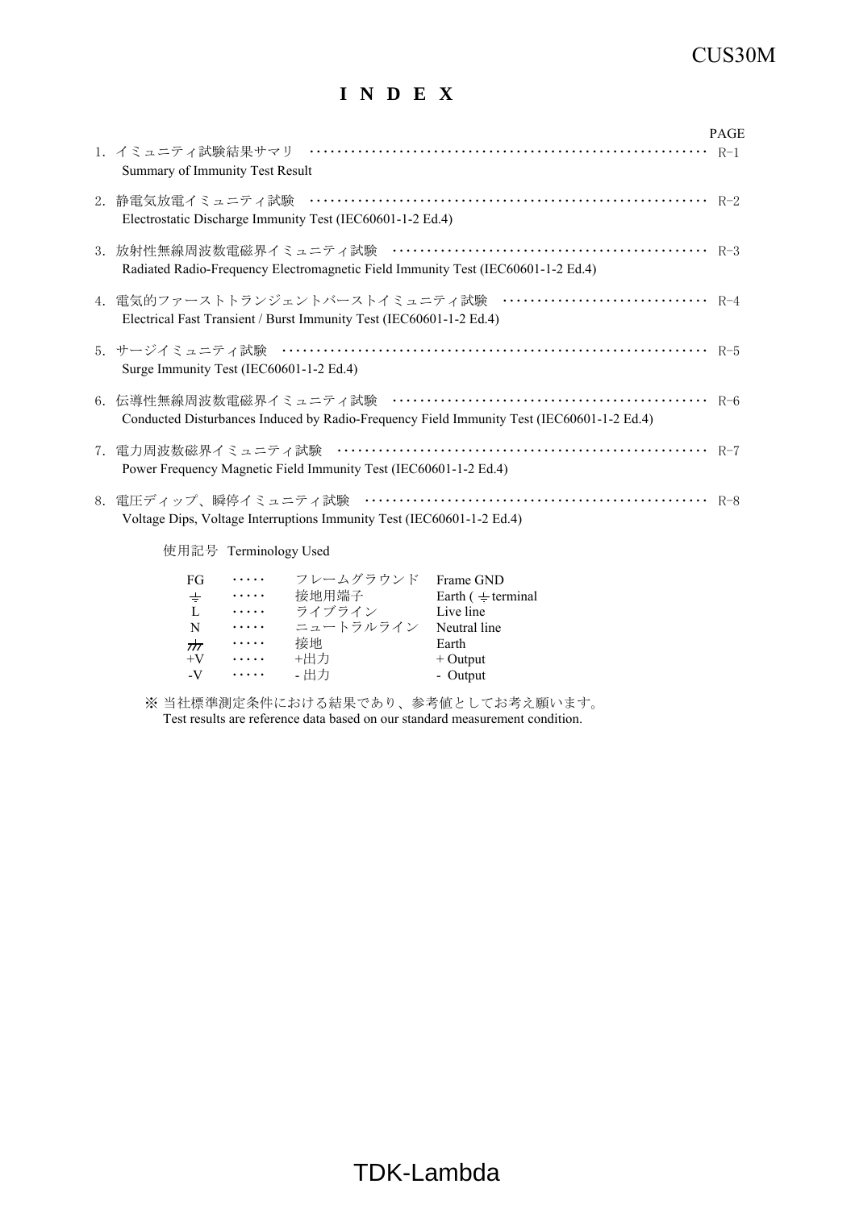# I N D E X

| | PAGE |
|---|---|
| 1．イミュニティ試験結果サマリ<br>Summary of Immunity Test Result | R-1 |
| 2．静電気放電イミュニティ試験<br>Electrostatic Discharge Immunity Test (IEC60601-1-2 Ed.4) | R-2 |
| 3．放射性無線周波数電磁界イミュニティ試験<br>Radiated Radio-Frequency Electromagnetic Field Immunity Test (IEC60601-1-2 Ed.4) | R-3 |
| 4．電気的ファーストトランジェントバーストイミュニティ試験<br>Electrical Fast Transient / Burst Immunity Test (IEC60601-1-2 Ed.4) | R-4 |
| 5．サージイミュニティ試験<br>Surge Immunity Test (IEC60601-1-2 Ed.4) | R-5 |
| 6．伝導性無線周波数電磁界イミュニティ試験<br>Conducted Disturbances Induced by Radio-Frequency Field Immunity Test (IEC60601-1-2 Ed.4) | R-6 |
| 7．電力周波数磁界イミュニティ試験<br>Power Frequency Magnetic Field Immunity Test (IEC60601-1-2 Ed.4) | R-7 |
| 8．電圧ディップ、瞬停イミュニティ試験<br>Voltage Dips, Voltage Interruptions Immunity Test (IEC60601-1-2 Ed.4) | R-8 |

使用記号　Terminology Used

| | | | |
|---|---|---|---|
| FG | ････ | フレームグラウンド | Frame GND |
| ⏚ | ････ | 接地用端子 | Earth ( ⏚ terminal |
| L | ････ | ライブライン | Live line |
| N | ････ | ニュートラルライン | Neutral line |
| ⊥ | ････ | 接地 | Earth |
| +V | ････ | +出力 | + Output |
| -V | ････ | - 出力 | - Output |

※ 当社標準測定条件における結果であり、参考値としてお考え願います。
Test results are reference data based on our standard measurement condition.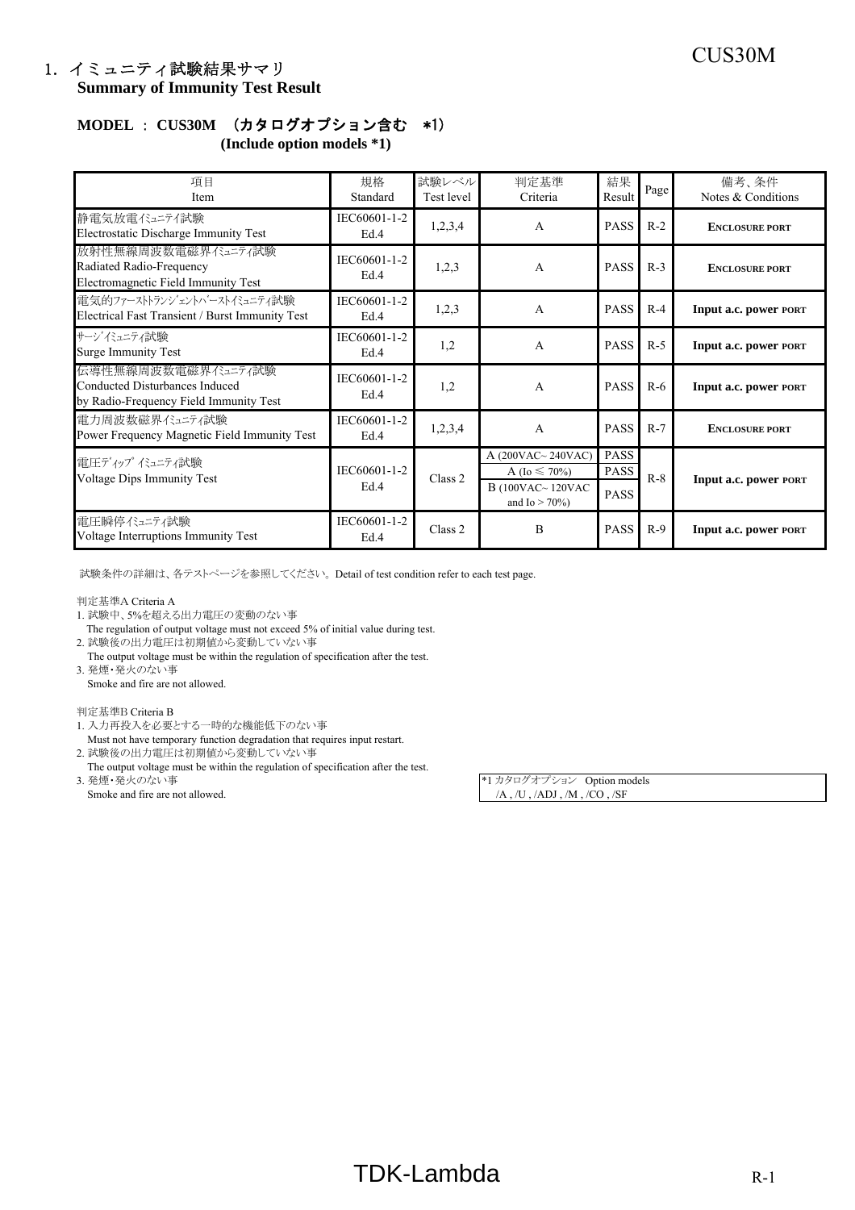## 1. イミュニティ試験結果サマリ
**Summary of Immunity Test Result**

**MODEL ： CUS30M （カタログオプション含む ＊1）**
**(Include option models *1)**

| 項目<br>Item | 規格<br>Standard | 試験レベル<br>Test level | 判定基準<br>Criteria | 結果<br>Result | Page | 備考、条件<br>Notes & Conditions |
|---|---|---|---|---|---|---|
| 静電気放電ｲﾐｭﾆﾃｨ試験<br>Electrostatic Discharge Immunity Test | IEC60601-1-2 Ed.4 | 1,2,3,4 | A | PASS | R-2 | **ENCLOSURE PORT** |
| 放射性無線周波数電磁界ｲﾐｭﾆﾃｨ試験<br>Radiated Radio-Frequency Electromagnetic Field Immunity Test | IEC60601-1-2 Ed.4 | 1,2,3 | A | PASS | R-3 | **ENCLOSURE PORT** |
| 電気的ﾌｧｰｽﾄﾄﾗﾝｼﾞｪﾝﾄﾊﾞｰｽﾄｲﾐｭﾆﾃｨ試験<br>Electrical Fast Transient / Burst Immunity Test | IEC60601-1-2 Ed.4 | 1,2,3 | A | PASS | R-4 | **Input a.c. power PORT** |
| ｻｰｼﾞｲﾐｭﾆﾃｨ試験<br>Surge Immunity Test | IEC60601-1-2 Ed.4 | 1,2 | A | PASS | R-5 | **Input a.c. power PORT** |
| 伝導性無線周波数電磁界ｲﾐｭﾆﾃｨ試験<br>Conducted Disturbances Induced by Radio-Frequency Field Immunity Test | IEC60601-1-2 Ed.4 | 1,2 | A | PASS | R-6 | **Input a.c. power PORT** |
| 電力周波数磁界ｲﾐｭﾆﾃｨ試験<br>Power Frequency Magnetic Field Immunity Test | IEC60601-1-2 Ed.4 | 1,2,3,4 | A | PASS | R-7 | **ENCLOSURE PORT** |
| 電圧ﾃﾞｨｯﾌﾟｲﾐｭﾆﾃｨ試験<br>Voltage Dips Immunity Test | IEC60601-1-2 Ed.4 | Class 2 | A (200VAC~ 240VAC)<br>A (Io ≦ 70%)<br>B (100VAC~ 120VAC and Io > 70%) | PASS<br>PASS<br>PASS | R-8 | **Input a.c. power PORT** |
| 電圧瞬停ｲﾐｭﾆﾃｨ試験<br>Voltage Interruptions Immunity Test | IEC60601-1-2 Ed.4 | Class 2 | B | PASS | R-9 | **Input a.c. power PORT** |

試験条件の詳細は、各テストページを参照してください。Detail of test condition refer to each test page.

判定基準A Criteria A
1. 試験中、5%を超える出力電圧の変動のない事
   The regulation of output voltage must not exceed 5% of initial value during test.
2. 試験後の出力電圧は初期値から変動していない事
   The output voltage must be within the regulation of specification after the test.
3. 発煙・発火のない事
   Smoke and fire are not allowed.

判定基準B Criteria B
1. 入力再投入を必要とする一時的な機能低下のない事
   Must not have temporary function degradation that requires input restart.
2. 試験後の出力電圧は初期値から変動していない事
   The output voltage must be within the regulation of specification after the test.
3. 発煙・発火のない事
   Smoke and fire are not allowed.

*1 カタログオプション Option models
/A , /U , /ADJ , /M , /CO , /SF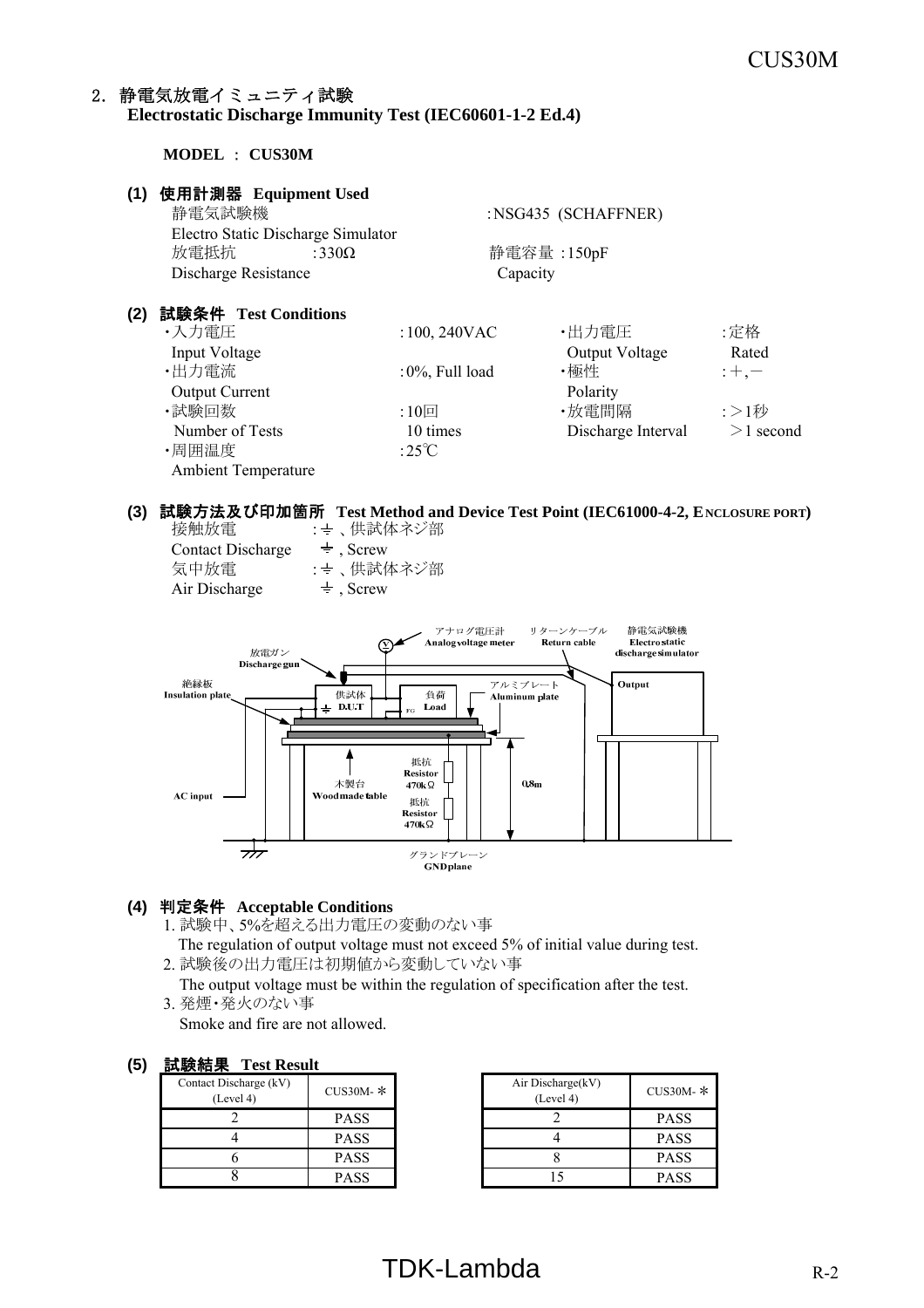## 2. 静電気放電イミュニティ試験
**Electrostatic Discharge Immunity Test (IEC60601-1-2 Ed.4)**

**MODEL : CUS30M**

### (1) 使用計測器 Equipment Used

静電気試験機 :NSG435 (SCHAFFNER)
Electro Static Discharge Simulator

放電抵抗 :330Ω 静電容量 :150pF
Discharge Resistance Capacity

### (2) 試験条件 Test Conditions

- ・入力電圧 Input Voltage :100, 240VAC
- ・出力電圧 Output Voltage :定格 Rated
- ・出力電流 Output Current :0%, Full load
- ・極性 Polarity :+,−
- ・試験回数 Number of Tests :10回 10 times
- ・放電間隔 Discharge Interval :>1秒 >1 second
- ・周囲温度 Ambient Temperature :25℃

### (3) 試験方法及び印加箇所 Test Method and Device Test Point (IEC61000-4-2, ENCLOSURE PORT)

接触放電 :⏚ 、供試体ネジ部
Contact Discharge ⏚ , Screw

気中放電 :⏚ 、供試体ネジ部
Air Discharge ⏚ , Screw

アナログ電圧計 Analog voltage meter　リターンケーブル Return cable　静電気試験機 Electrostatic discharge simulator　Output
放電ガン Discharge gun　絶縁板 Insulation plate　供試体 D.U.T　負荷 Load　FG　アルミプレート Aluminum plate
木製台 Wood made table　抵抗 Resistor 470kΩ　抵抗 Resistor 470kΩ　0.8m　AC input　グランドプレーン GND plane

### (4) 判定条件 Acceptable Conditions

1. 試験中、5%を超える出力電圧の変動のない事
   The regulation of output voltage must not exceed 5% of initial value during test.
2. 試験後の出力電圧は初期値から変動していない事
   The output voltage must be within the regulation of specification after the test.
3. 発煙・発火のない事
   Smoke and fire are not allowed.

### (5) 試験結果 Test Result

| Contact Discharge (kV) (Level 4) | CUS30M- * |
|---|---|
| 2 | PASS |
| 4 | PASS |
| 6 | PASS |
| 8 | PASS |

| Air Discharge(kV) (Level 4) | CUS30M- * |
|---|---|
| 2 | PASS |
| 4 | PASS |
| 8 | PASS |
| 15 | PASS |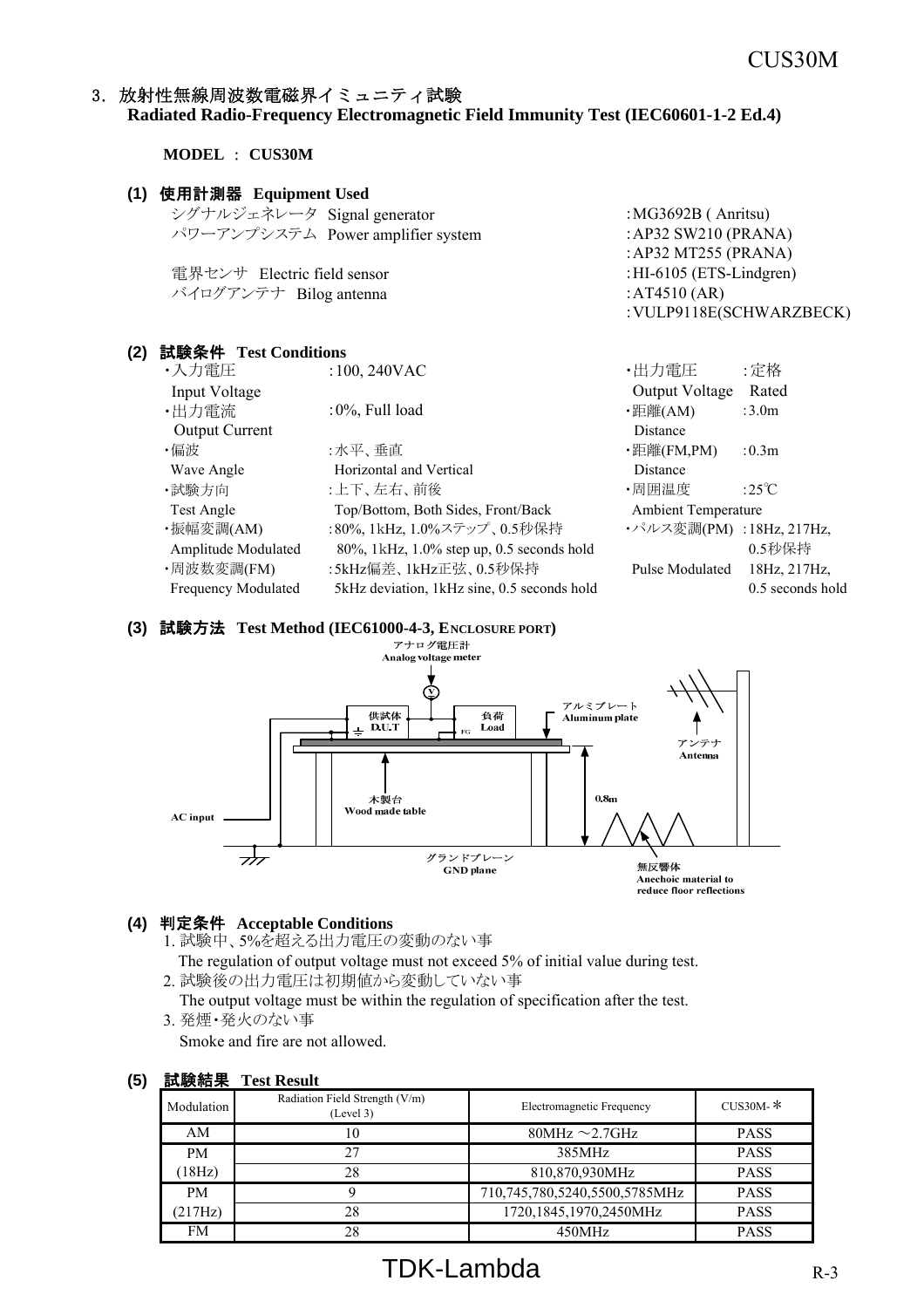## 3. 放射性無線周波数電磁界イミュニティ試験
**Radiated Radio-Frequency Electromagnetic Field Immunity Test (IEC60601-1-2 Ed.4)**

**MODEL ： CUS30M**

### (1) 使用計測器 Equipment Used

| | |
|---|---|
| シグナルジェネレータ Signal generator | :MG3692B ( Anritsu) |
| パワーアンプシステム Power amplifier system | :AP32 SW210 (PRANA) |
| | :AP32 MT255 (PRANA) |
| 電界センサ Electric field sensor | :HI-6105 (ETS-Lindgren) |
| バイログアンテナ Bilog antenna | :AT4510 (AR) |
| | :VULP9118E(SCHWARZBECK) |

### (2) 試験条件 Test Conditions

- ・入力電圧 Input Voltage :100, 240VAC
- ・出力電流 Output Current :0%, Full load
- ・偏波 Wave Angle :水平、垂直 Horizontal and Vertical
- ・試験方向 Test Angle :上下、左右、前後 Top/Bottom, Both Sides, Front/Back
- ・振幅変調(AM) Amplitude Modulated :80%, 1kHz, 1.0%ステップ、0.5秒保持 80%, 1kHz, 1.0% step up, 0.5 seconds hold
- ・周波数変調(FM) Frequency Modulated :5kHz偏差、1kHz正弦、0.5秒保持 5kHz deviation, 1kHz sine, 0.5 seconds hold
- ・出力電圧 Output Voltage :定格 Rated
- ・距離(AM) Distance :3.0m
- ・距離(FM,PM) Distance :0.3m
- ・周囲温度 Ambient Temperature :25℃
- ・パルス変調(PM) Pulse Modulated :18Hz, 217Hz, 0.5秒保持 18Hz, 217Hz, 0.5 seconds hold

### (3) 試験方法 Test Method (IEC61000-4-3, ENCLOSURE PORT)

アナログ電圧計 Analog voltage meter / 供試体 D.U.T / 負荷 Load / FG / アルミプレート Aluminum plate / アンテナ Antenna / 木製台 Wood made table / 0.8m / AC input / グランドプレーン GND plane / 無反響体 Anechoic material to reduce floor reflections

### (4) 判定条件 Acceptable Conditions

1. 試験中、5%を超える出力電圧の変動のない事
   The regulation of output voltage must not exceed 5% of initial value during test.
2. 試験後の出力電圧は初期値から変動していない事
   The output voltage must be within the regulation of specification after the test.
3. 発煙・発火のない事
   Smoke and fire are not allowed.

### (5) 試験結果 Test Result

| Modulation | Radiation Field Strength (V/m) (Level 3) | Electromagnetic Frequency | CUS30M-＊ |
|---|---|---|---|
| AM | 10 | 80MHz ～2.7GHz | PASS |
| PM | 27 | 385MHz | PASS |
| (18Hz) | 28 | 810,870,930MHz | PASS |
| PM | 9 | 710,745,780,5240,5500,5785MHz | PASS |
| (217Hz) | 28 | 1720,1845,1970,2450MHz | PASS |
| FM | 28 | 450MHz | PASS |

TDK-Lambda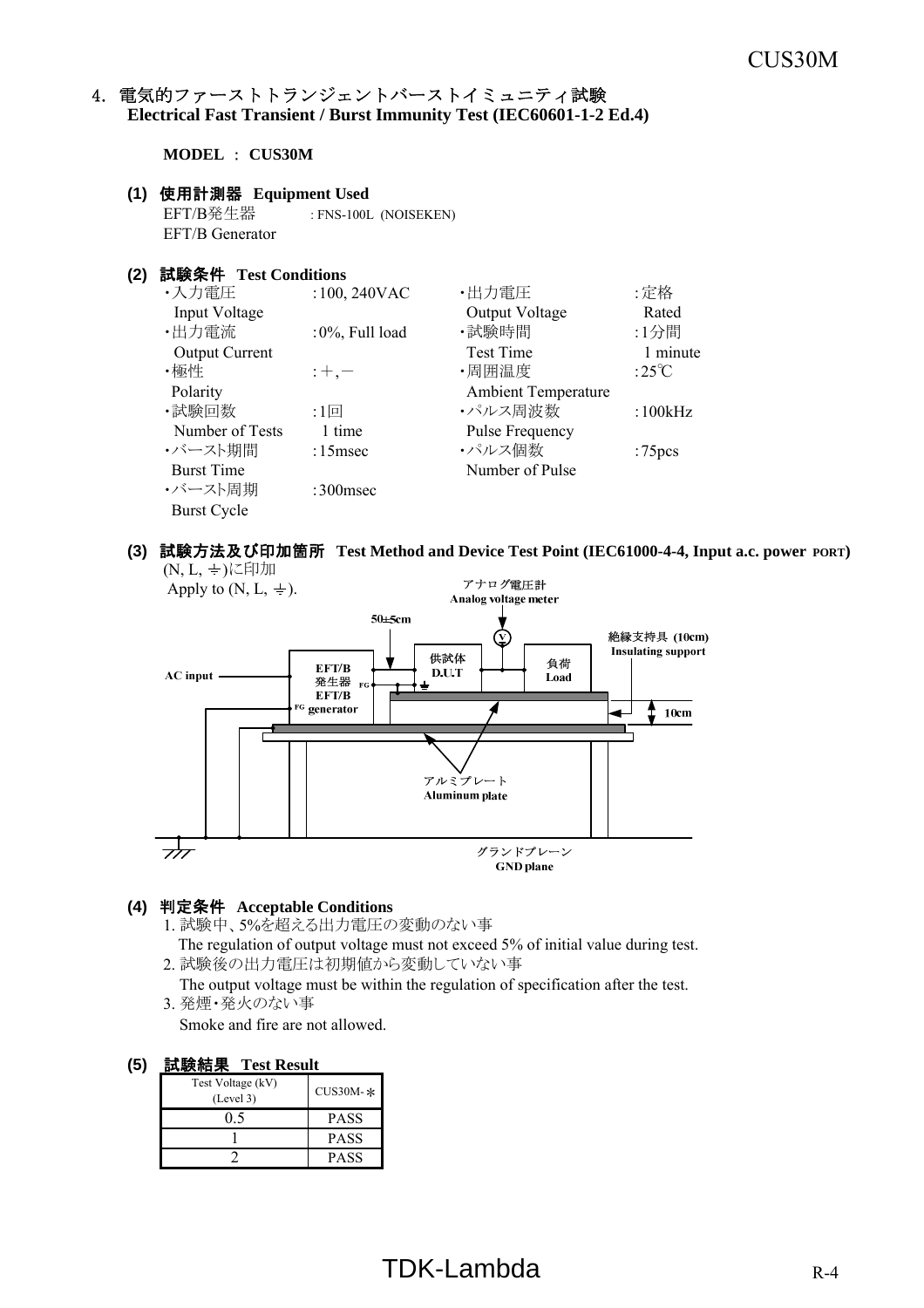## 4. 電気的ファーストトランジェントバーストイミュニティ試験 Electrical Fast Transient / Burst Immunity Test (IEC60601-1-2 Ed.4)

**MODEL : CUS30M**

### (1) 使用計測器 Equipment Used

EFT/B発生器 EFT/B Generator : FNS-100L (NOISEKEN)

### (2) 試験条件 Test Conditions

| | | | |
|---|---|---|---|
| ・入力電圧 Input Voltage | : 100, 240VAC | ・出力電圧 Output Voltage | : 定格 Rated |
| ・出力電流 Output Current | : 0%, Full load | ・試験時間 Test Time | : 1分間 1 minute |
| ・極性 Polarity | : +, − | ・周囲温度 Ambient Temperature | : 25℃ |
| ・試験回数 Number of Tests | : 1回 1 time | ・パルス周波数 Pulse Frequency | : 100kHz |
| ・バースト期間 Burst Time | : 15msec | ・パルス個数 Number of Pulse | : 75pcs |
| ・バースト周期 Burst Cycle | : 300msec | | |

### (3) 試験方法及び印加箇所 Test Method and Device Test Point (IEC61000-4-4, Input a.c. power PORT)

(N, L, ⏚)に印加
Apply to (N, L, ⏚).

アナログ電圧計 Analog voltage meter
50±5cm
AC input
EFT/B 発生器 EFT/B generator
FG
供試体 D.U.T
負荷 Load
絶縁支持具 (10cm) Insulating support
10cm
アルミプレート Aluminum plate
グランドプレーン GND plane

### (4) 判定条件 Acceptable Conditions

1. 試験中、5%を超える出力電圧の変動のない事
   The regulation of output voltage must not exceed 5% of initial value during test.
2. 試験後の出力電圧は初期値から変動していない事
   The output voltage must be within the regulation of specification after the test.
3. 発煙・発火のない事
   Smoke and fire are not allowed.

### (5) 試験結果 Test Result

| Test Voltage (kV) (Level 3) | CUS30M-* |
|---|---|
| 0.5 | PASS |
| 1 | PASS |
| 2 | PASS |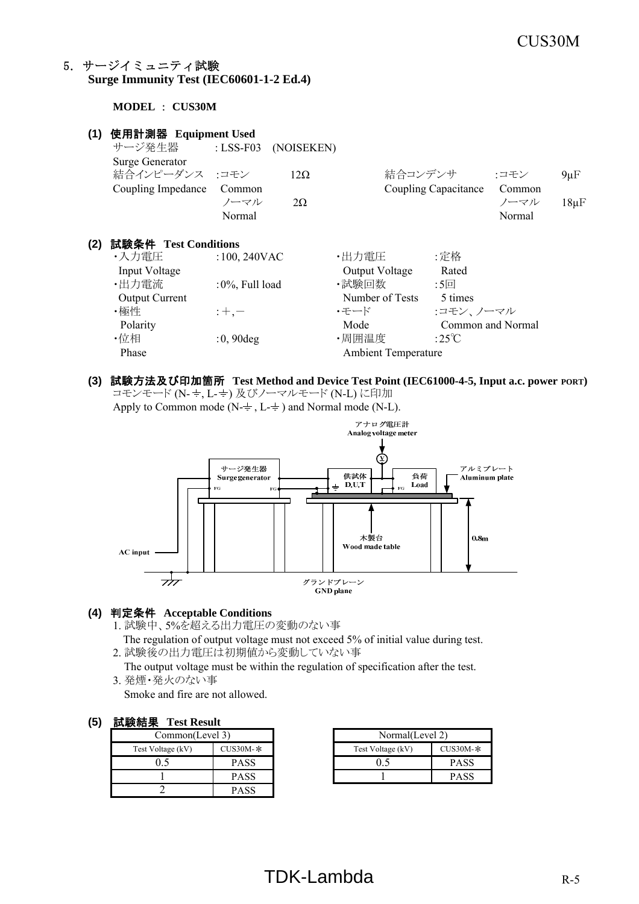## 5. サージイミュニティ試験
**Surge Immunity Test (IEC60601-1-2 Ed.4)**

**MODEL ： CUS30M**

**(1) 使用計測器 Equipment Used**

サージ発生器 : LSS-F03 (NOISEKEN)
Surge Generator

| 結合インピーダンス Coupling Impedance | :コモン Common | 12Ω | 結合コンデンサ Coupling Capacitance | :コモン Common | 9μF |
|---|---|---|---|---|---|
| | ノーマル Normal | 2Ω | | ノーマル Normal | 18μF |

**(2) 試験条件 Test Conditions**

| | | | |
|---|---|---|---|
| ・入力電圧 Input Voltage | :100, 240VAC | ・出力電圧 Output Voltage | :定格 Rated |
| ・出力電流 Output Current | :0%, Full load | ・試験回数 Number of Tests | :5回 5 times |
| ・極性 Polarity | :＋,－ | ・モード Mode | :コモン、ノーマル Common and Normal |
| ・位相 Phase | :0, 90deg | ・周囲温度 Ambient Temperature | :25℃ |

**(3) 試験方法及び印加箇所 Test Method and Device Test Point (IEC61000-4-5, Input a.c. power PORT)**

コモンモード (N-⏚, L-⏚) 及びノーマルモード (N-L) に印加
Apply to Common mode (N-⏚ , L-⏚ ) and Normal mode (N-L).

アナログ電圧計 Analog voltage meter
サージ発生器 Surge generator
供試体 D.U.T
負荷 Load
アルミプレート Aluminum plate
木製台 Wood made table
0.8m
AC input
グランドプレーン GND plane

**(4) 判定条件 Acceptable Conditions**

1. 試験中、5%を超える出力電圧の変動のない事
   The regulation of output voltage must not exceed 5% of initial value during test.
2. 試験後の出力電圧は初期値から変動していない事
   The output voltage must be within the regulation of specification after the test.
3. 発煙・発火のない事
   Smoke and fire are not allowed.

**(5) 試験結果 Test Result**

| Common(Level 3) | |
|---|---|
| Test Voltage (kV) | CUS30M-＊ |
| 0.5 | PASS |
| 1 | PASS |
| 2 | PASS |

| Normal(Level 2) | |
|---|---|
| Test Voltage (kV) | CUS30M-＊ |
| 0.5 | PASS |
| 1 | PASS |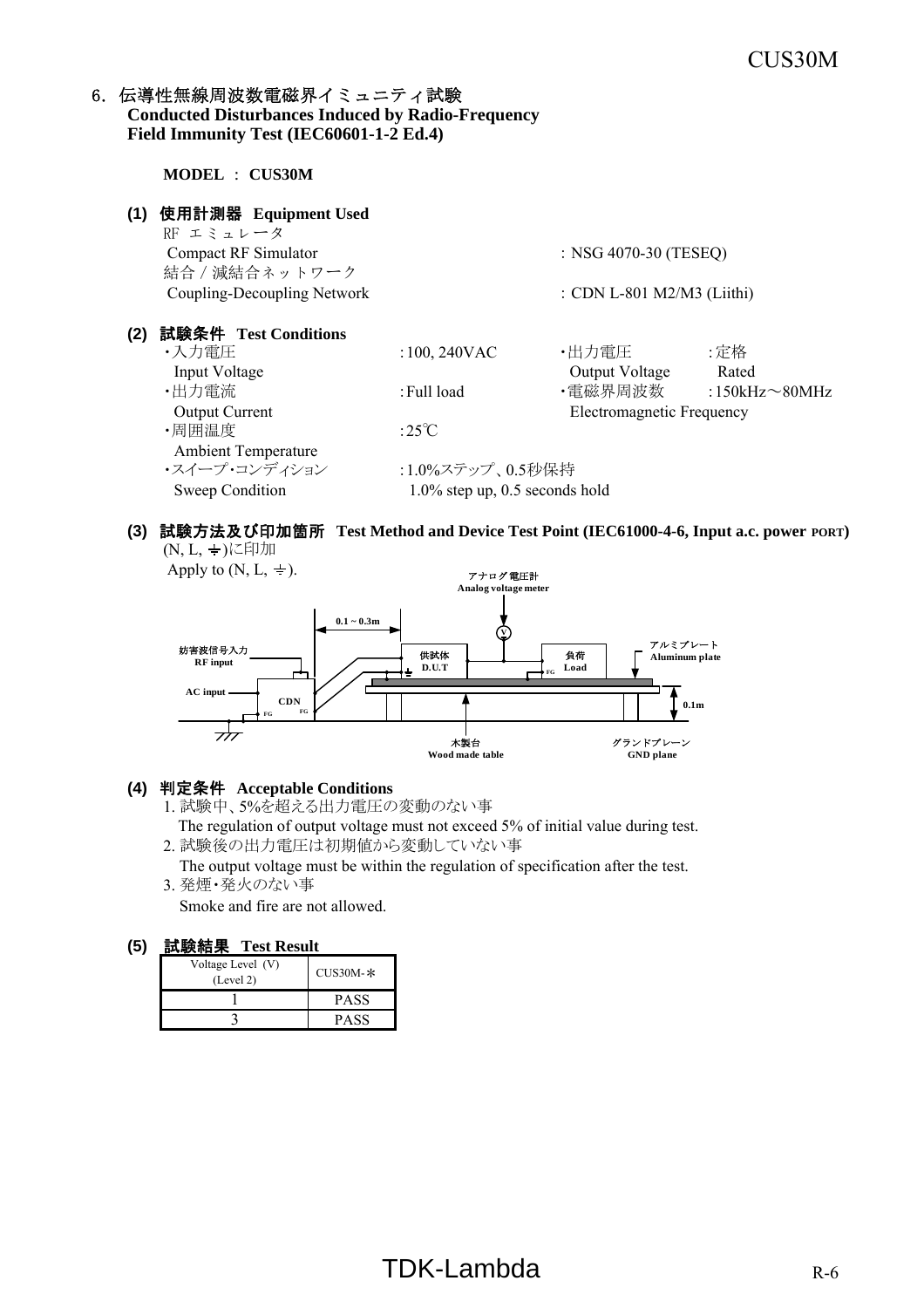## 6. 伝導性無線周波数電磁界イミュニティ試験
**Conducted Disturbances Induced by Radio-Frequency Field Immunity Test (IEC60601-1-2 Ed.4)**

**MODEL ： CUS30M**

### (1) 使用計測器 Equipment Used

RF エミュレータ
Compact RF Simulator ： NSG 4070-30 (TESEQ)

結合 / 減結合ネットワーク
Coupling-Decoupling Network ： CDN L-801 M2/M3 (Liithi)

### (2) 試験条件 Test Conditions

- ･入力電圧 Input Voltage ：100, 240VAC
- ･出力電圧 Output Voltage ：定格 Rated
- ･出力電流 Output Current ：Full load
- ･電磁界周波数 Electromagnetic Frequency ：150kHz～80MHz
- ･周囲温度 Ambient Temperature ：25℃
- ･スイープ･コンディション Sweep Condition ：1.0%ステップ、0.5秒保持 1.0% step up, 0.5 seconds hold

### (3) 試験方法及び印加箇所 Test Method and Device Test Point (IEC61000-4-6, Input a.c. power PORT)

(N, L, ⏚)に印加
Apply to (N, L, ⏚).

アナログ電圧計 Analog voltage meter
0.1 ~ 0.3m
妨害波信号入力 RF input
AC input
CDN
FG
供試体 D.U.T
負荷 Load
アルミプレート Aluminum plate
0.1m
木製台 Wood made table
グランドプレーン GND plane

### (4) 判定条件 Acceptable Conditions

1. 試験中、5%を超える出力電圧の変動のない事
   The regulation of output voltage must not exceed 5% of initial value during test.
2. 試験後の出力電圧は初期値から変動していない事
   The output voltage must be within the regulation of specification after the test.
3. 発煙･発火のない事
   Smoke and fire are not allowed.

### (5) 試験結果 Test Result

| Voltage Level (V) (Level 2) | CUS30M-＊ |
|---|---|
| 1 | PASS |
| 3 | PASS |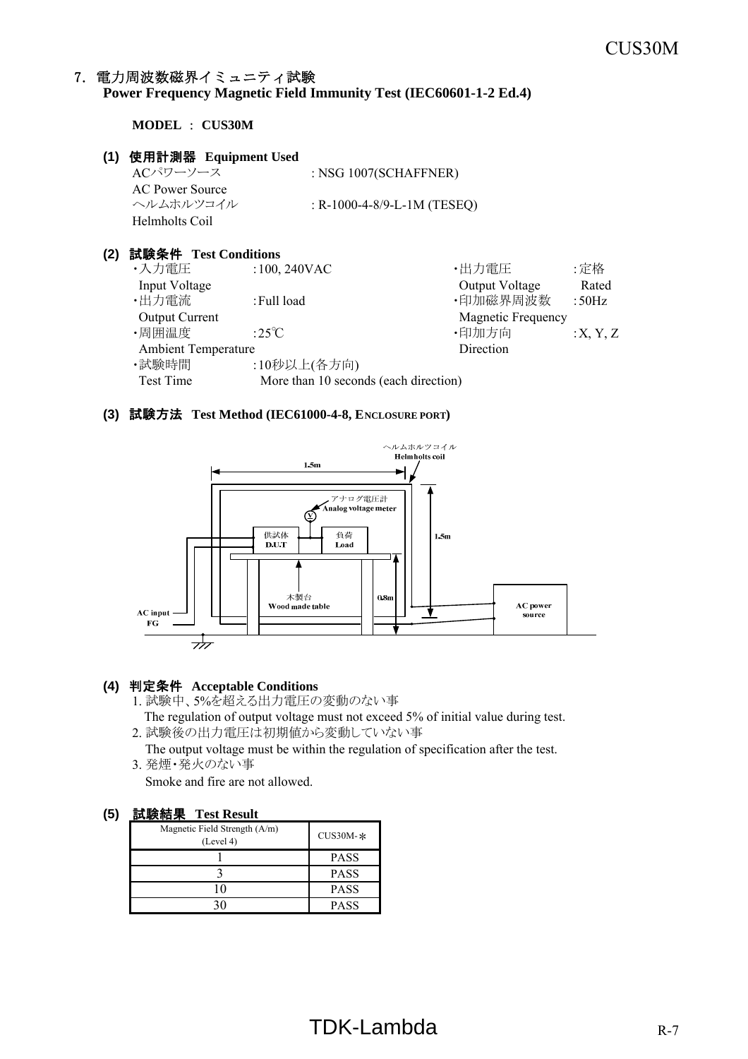## 7. 電力周波数磁界イミュニティ試験
**Power Frequency Magnetic Field Immunity Test (IEC60601-1-2 Ed.4)**

**MODEL : CUS30M**

### (1) 使用計測器 Equipment Used

| | |
|---|---|
| ACパワーソース<br>AC Power Source | : NSG 1007(SCHAFFNER) |
| ヘルムホルツコイル<br>Helmholts Coil | : R-1000-4-8/9-L-1M (TESEQ) |

### (2) 試験条件 Test Conditions

- ・入力電圧 Input Voltage : 100, 240VAC
- ・出力電圧 Output Voltage : 定格 Rated
- ・出力電流 Output Current : Full load
- ・印加磁界周波数 Magnetic Frequency : 50Hz
- ・周囲温度 Ambient Temperature : 25℃
- ・印加方向 Direction : X, Y, Z
- ・試験時間 Test Time : 10秒以上(各方向) More than 10 seconds (each direction)

### (3) 試験方法 Test Method (IEC61000-4-8, ENCLOSURE PORT)

ヘルムホルツコイル Helmholts coil / 1.5m / 1.5m / アナログ電圧計 Analog voltage meter / 供試体 D.U.T / 負荷 Load / 木製台 Wood made table / 0.8m / AC input / FG / AC power source

### (4) 判定条件 Acceptable Conditions

1. 試験中、5%を超える出力電圧の変動のない事
   The regulation of output voltage must not exceed 5% of initial value during test.
2. 試験後の出力電圧は初期値から変動していない事
   The output voltage must be within the regulation of specification after the test.
3. 発煙・発火のない事
   Smoke and fire are not allowed.

### (5) 試験結果 Test Result

| Magnetic Field Strength (A/m) (Level 4) | CUS30M-＊ |
|---|---|
| 1 | PASS |
| 3 | PASS |
| 10 | PASS |
| 30 | PASS |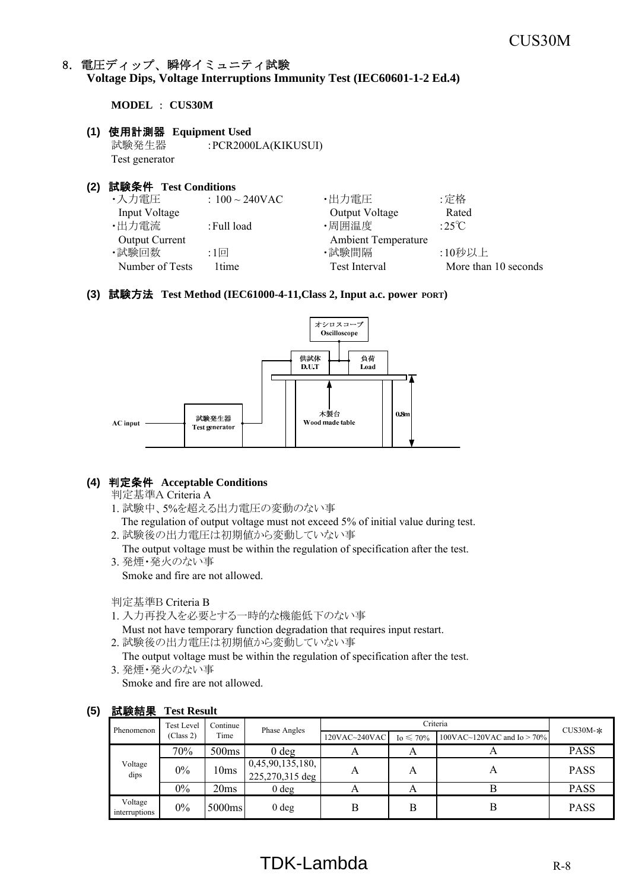## 8. 電圧ディップ、瞬停イミュニティ試験
**Voltage Dips, Voltage Interruptions Immunity Test (IEC60601-1-2 Ed.4)**

**MODEL ： CUS30M**

### (1) 使用計測器 Equipment Used

試験発生器 Test generator ：PCR2000LA(KIKUSUI)

### (2) 試験条件 Test Conditions

| | | | |
|---|---|---|---|
| ・入力電圧 Input Voltage | ： 100 ~ 240VAC | ・出力電圧 Output Voltage | ：定格 Rated |
| ・出力電流 Output Current | ：Full load | ・周囲温度 Ambient Temperature | ：25℃ |
| ・試験回数 Number of Tests | ：1回 1time | ・試験間隔 Test Interval | ：10秒以上 More than 10 seconds |

### (3) 試験方法 Test Method (IEC61000-4-11,Class 2, Input a.c. power PORT)

オシロスコープ Oscilloscope
供試体 D.U.T
負荷 Load
木製台 Wood made table
0.8m
AC input
試験発生器 Test generator

### (4) 判定条件 Acceptable Conditions

判定基準A Criteria A

1. 試験中、5%を超える出力電圧の変動のない事
   The regulation of output voltage must not exceed 5% of initial value during test.
2. 試験後の出力電圧は初期値から変動していない事
   The output voltage must be within the regulation of specification after the test.
3. 発煙・発火のない事
   Smoke and fire are not allowed.

判定基準B Criteria B

1. 入力再投入を必要とする一時的な機能低下のない事
   Must not have temporary function degradation that requires input restart.
2. 試験後の出力電圧は初期値から変動していない事
   The output voltage must be within the regulation of specification after the test.
3. 発煙・発火のない事
   Smoke and fire are not allowed.

### (5) 試験結果 Test Result

| Phenomenon | Test Level (Class 2) | Continue Time | Phase Angles | Criteria | | | CUS30M-* |
|---|---|---|---|---|---|---|---|
| | | | | 120VAC~240VAC | Io ≦ 70% | 100VAC~120VAC and Io > 70% | |
| Voltage dips | 70% | 500ms | 0 deg | A | A | A | PASS |
| | 0% | 10ms | 0,45,90,135,180, 225,270,315 deg | A | A | A | PASS |
| | 0% | 20ms | 0 deg | A | A | B | PASS |
| Voltage interruptions | 0% | 5000ms | 0 deg | B | B | B | PASS |